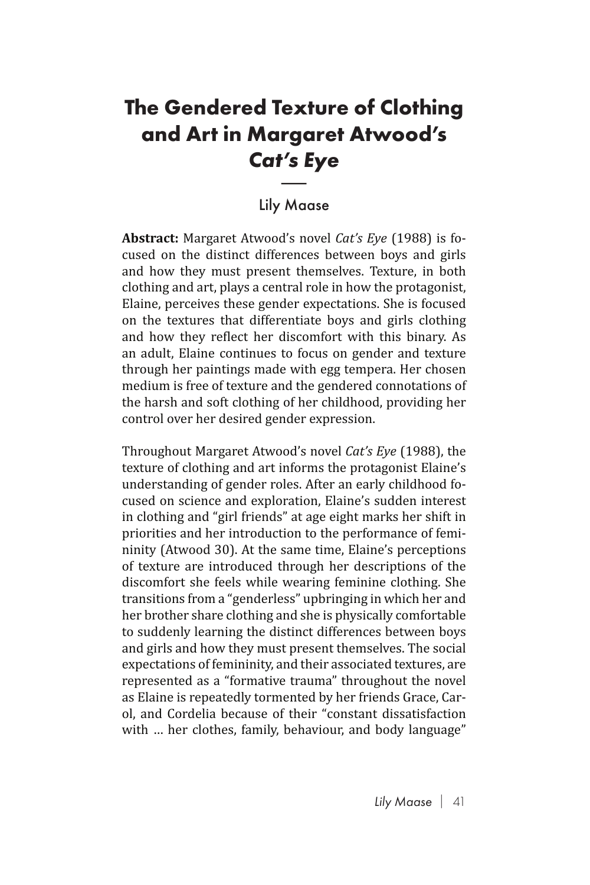# The Gendered Texture of Clothing and Art in Margaret Atwood's *Cat's Eye*

Lily Maase

**Abstract:** Margaret Atwood's novel *Cat's Eye* (1988) is focused on the distinct differences between boys and girls and how they must present themselves. Texture, in both clothing and art, plays a central role in how the protagonist, Elaine, perceives these gender expectations. She is focused on the textures that differentiate boys and girls clothing and how they reflect her discomfort with this binary. As an adult, Elaine continues to focus on gender and texture through her paintings made with egg tempera. Her chosen medium is free of texture and the gendered connotations of the harsh and soft clothing of her childhood, providing her control over her desired gender expression.

Throughout Margaret Atwood's novel *Cat's Eye* (1988), the texture of clothing and art informs the protagonist Elaine's understanding of gender roles. After an early childhood focused on science and exploration, Elaine's sudden interest in clothing and "girl friends" at age eight marks her shift in priorities and her introduction to the performance of femininity (Atwood 30). At the same time, Elaine's perceptions of texture are introduced through her descriptions of the discomfort she feels while wearing feminine clothing. She transitions from a "genderless" upbringing in which her and her brother share clothing and she is physically comfortable to suddenly learning the distinct differences between boys and girls and how they must present themselves. The social expectations of femininity, and their associated textures, are represented as a "formative trauma" throughout the novel as Elaine is repeatedly tormented by her friends Grace, Carol, and Cordelia because of their "constant dissatisfaction with … her clothes, family, behaviour, and body language"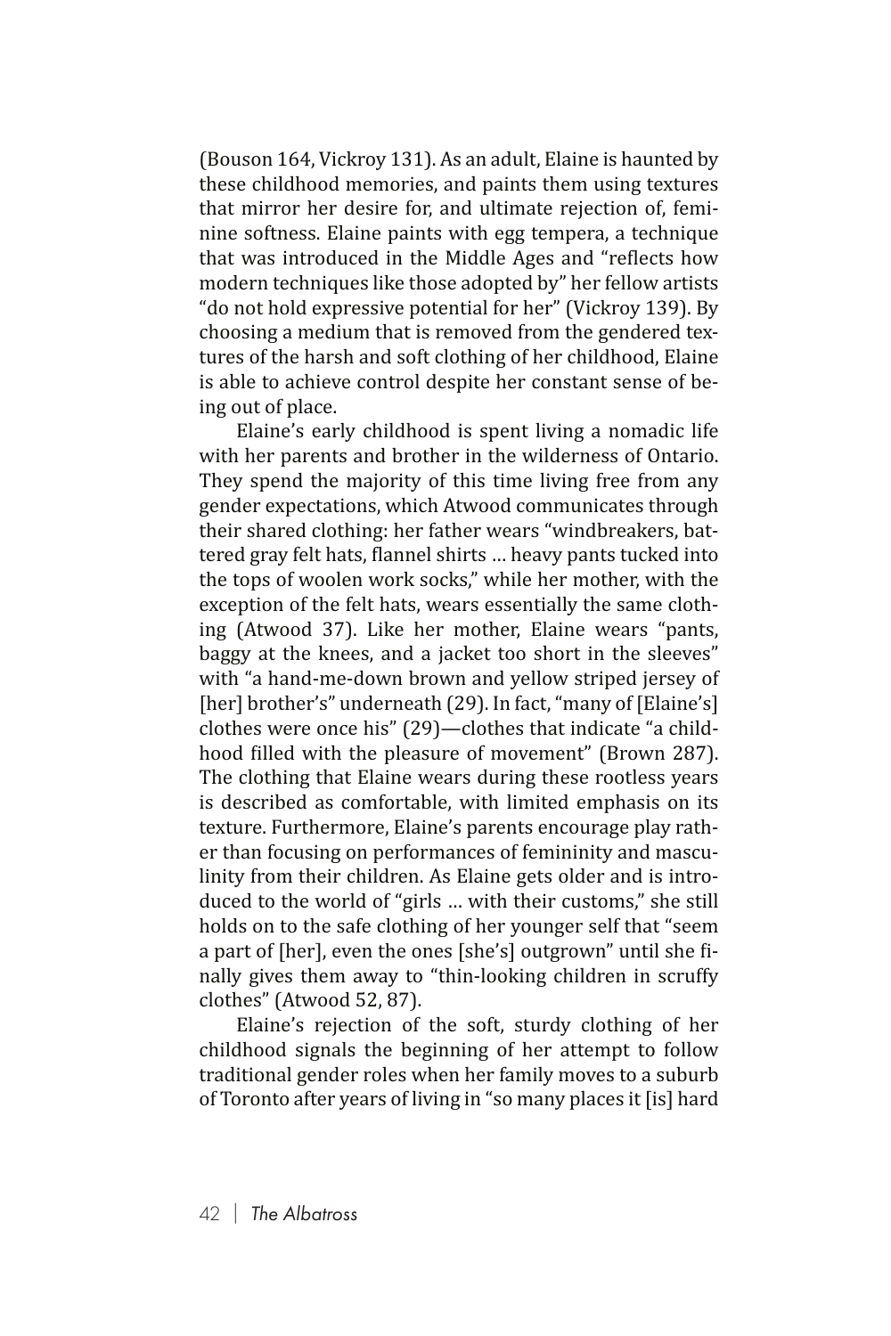(Bouson 164, Vickroy 131). As an adult, Elaine is haunted by these childhood memories, and paints them using textures that mirror her desire for, and ultimate rejection of, feminine softness. Elaine paints with egg tempera, a technique that was introduced in the Middle Ages and "reflects how modern techniques like those adopted by" her fellow artists "do not hold expressive potential for her" (Vickroy 139). By choosing a medium that is removed from the gendered textures of the harsh and soft clothing of her childhood, Elaine is able to achieve control despite her constant sense of being out of place.

Elaine's early childhood is spent living a nomadic life with her parents and brother in the wilderness of Ontario. They spend the majority of this time living free from any gender expectations, which Atwood communicates through their shared clothing: her father wears "windbreakers, battered gray felt hats, flannel shirts … heavy pants tucked into the tops of woolen work socks," while her mother, with the exception of the felt hats, wears essentially the same clothing (Atwood 37). Like her mother, Elaine wears "pants, baggy at the knees, and a jacket too short in the sleeves" with "a hand-me-down brown and yellow striped jersey of [her] brother's" underneath (29). In fact, "many of [Elaine's] clothes were once his" (29)—clothes that indicate "a childhood filled with the pleasure of movement" (Brown 287). The clothing that Elaine wears during these rootless years is described as comfortable, with limited emphasis on its texture. Furthermore, Elaine's parents encourage play rather than focusing on performances of femininity and masculinity from their children. As Elaine gets older and is introduced to the world of "girls … with their customs," she still holds on to the safe clothing of her younger self that "seem a part of [her], even the ones [she's] outgrown" until she finally gives them away to "thin-looking children in scruffy clothes" (Atwood 52, 87).

Elaine's rejection of the soft, sturdy clothing of her childhood signals the beginning of her attempt to follow traditional gender roles when her family moves to a suburb of Toronto after years of living in "so many places it [is] hard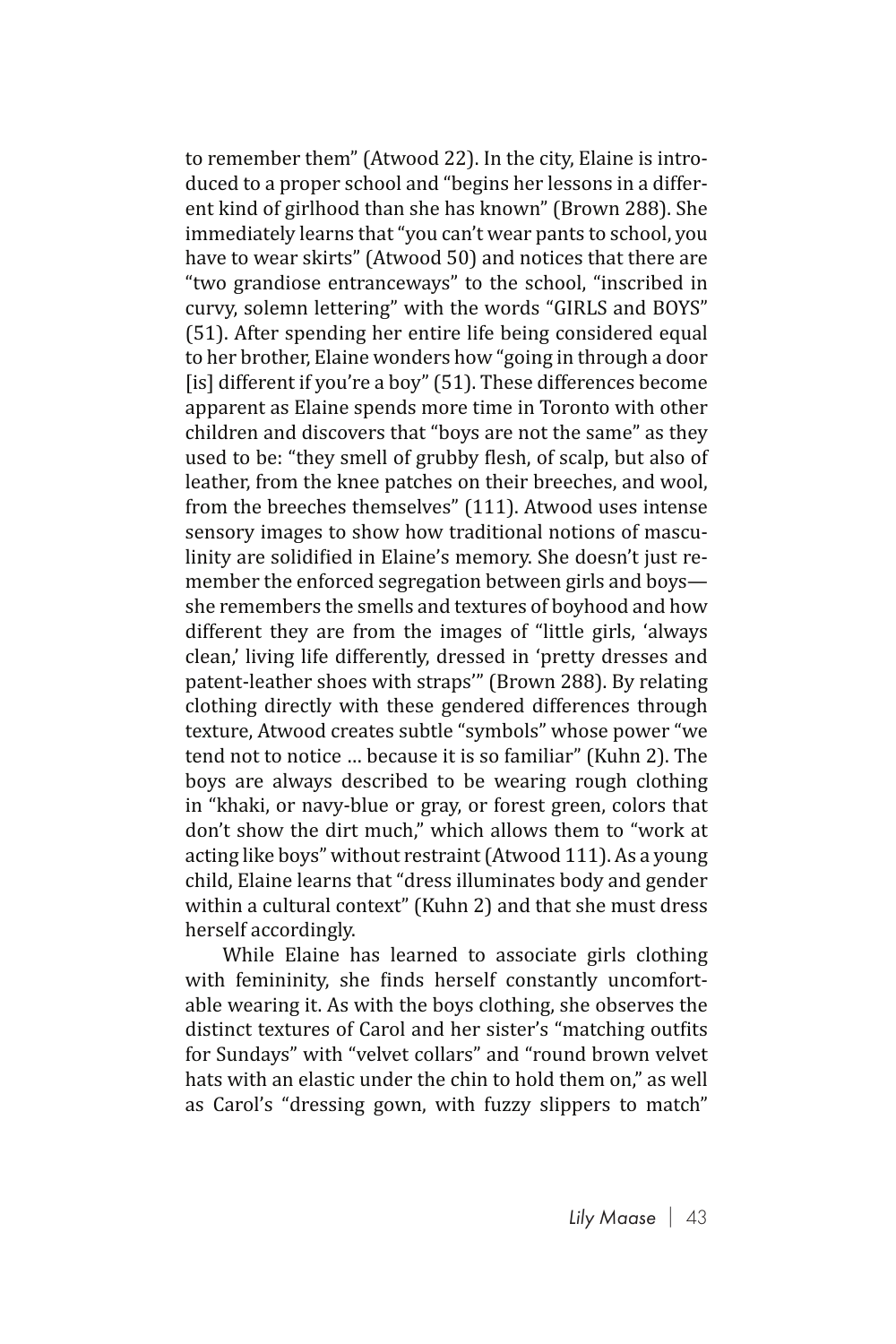to remember them" (Atwood 22). In the city, Elaine is introduced to a proper school and "begins her lessons in a different kind of girlhood than she has known" (Brown 288). She immediately learns that "you can't wear pants to school, you have to wear skirts" (Atwood 50) and notices that there are "two grandiose entranceways" to the school, "inscribed in curvy, solemn lettering" with the words "GIRLS and BOYS" (51). After spending her entire life being considered equal to her brother, Elaine wonders how "going in through a door [is] different if you're a boy" (51). These differences become apparent as Elaine spends more time in Toronto with other children and discovers that "boys are not the same" as they used to be: "they smell of grubby flesh, of scalp, but also of leather, from the knee patches on their breeches, and wool, from the breeches themselves" (111). Atwood uses intense sensory images to show how traditional notions of masculinity are solidified in Elaine's memory. She doesn't just remember the enforced segregation between girls and boys—she remembers the smells and textures of boyhood and how different they are from the images of "little girls, 'always clean,' living life differently, dressed in 'pretty dresses and patent-leather shoes with straps'" (Brown 288). By relating clothing directly with these gendered differences through texture, Atwood creates subtle "symbols" whose power "we tend not to notice … because it is so familiar" (Kuhn 2). The boys are always described to be wearing rough clothing in "khaki, or navy-blue or gray, or forest green, colors that don't show the dirt much," which allows them to "work at acting like boys" without restraint (Atwood 111). As a young child, Elaine learns that "dress illuminates body and gender within a cultural context" (Kuhn 2) and that she must dress herself accordingly.

While Elaine has learned to associate girls clothing with femininity, she finds herself constantly uncomfortable wearing it. As with the boys clothing, she observes the distinct textures of Carol and her sister's "matching outfits for Sundays" with "velvet collars" and "round brown velvet hats with an elastic under the chin to hold them on," as well as Carol's "dressing gown, with fuzzy slippers to match"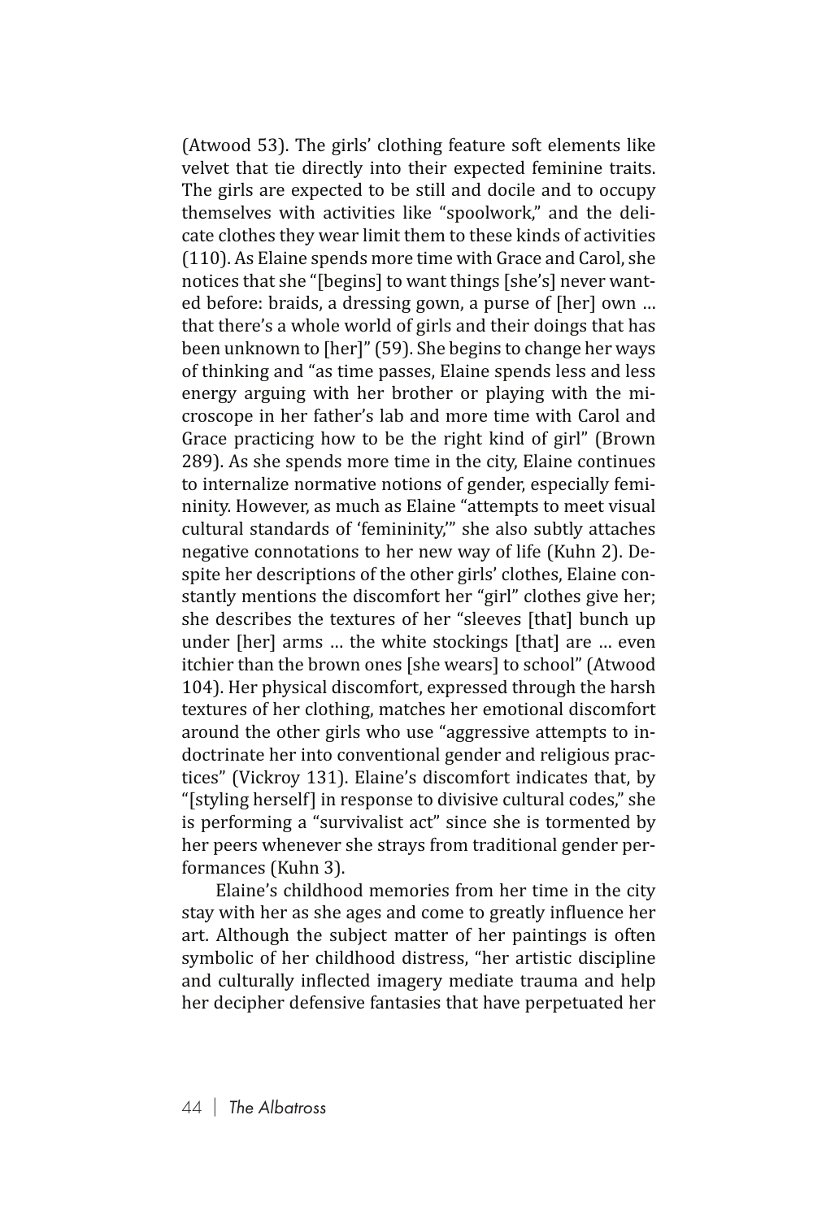(Atwood 53). The girls' clothing feature soft elements like velvet that tie directly into their expected feminine traits. The girls are expected to be still and docile and to occupy themselves with activities like "spoolwork," and the delicate clothes they wear limit them to these kinds of activities (110). As Elaine spends more time with Grace and Carol, she notices that she "[begins] to want things [she's] never wanted before: braids, a dressing gown, a purse of [her] own … that there's a whole world of girls and their doings that has been unknown to [her]" (59). She begins to change her ways of thinking and "as time passes, Elaine spends less and less energy arguing with her brother or playing with the microscope in her father's lab and more time with Carol and Grace practicing how to be the right kind of girl" (Brown 289). As she spends more time in the city, Elaine continues to internalize normative notions of gender, especially femininity. However, as much as Elaine "attempts to meet visual cultural standards of 'femininity,'" she also subtly attaches negative connotations to her new way of life (Kuhn 2). Despite her descriptions of the other girls' clothes, Elaine constantly mentions the discomfort her "girl" clothes give her; she describes the textures of her "sleeves [that] bunch up under [her] arms … the white stockings [that] are … even itchier than the brown ones [she wears] to school" (Atwood 104). Her physical discomfort, expressed through the harsh textures of her clothing, matches her emotional discomfort around the other girls who use "aggressive attempts to indoctrinate her into conventional gender and religious practices" (Vickroy 131). Elaine's discomfort indicates that, by "[styling herself] in response to divisive cultural codes," she is performing a "survivalist act" since she is tormented by her peers whenever she strays from traditional gender performances (Kuhn 3).

Elaine's childhood memories from her time in the city stay with her as she ages and come to greatly influence her art. Although the subject matter of her paintings is often symbolic of her childhood distress, "her artistic discipline and culturally inflected imagery mediate trauma and help her decipher defensive fantasies that have perpetuated her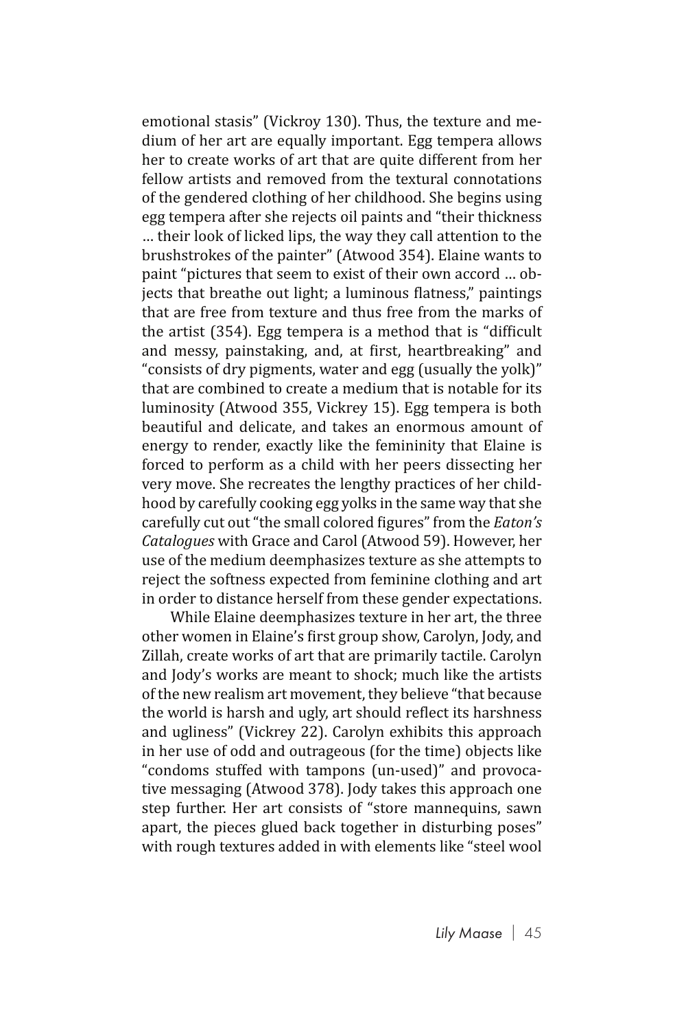emotional stasis" (Vickroy 130). Thus, the texture and medium of her art are equally important. Egg tempera allows her to create works of art that are quite different from her fellow artists and removed from the textural connotations of the gendered clothing of her childhood. She begins using egg tempera after she rejects oil paints and "their thickness … their look of licked lips, the way they call attention to the brushstrokes of the painter" (Atwood 354). Elaine wants to paint "pictures that seem to exist of their own accord … objects that breathe out light; a luminous flatness," paintings that are free from texture and thus free from the marks of the artist (354). Egg tempera is a method that is "difficult and messy, painstaking, and, at first, heartbreaking" and "consists of dry pigments, water and egg (usually the yolk)" that are combined to create a medium that is notable for its luminosity (Atwood 355, Vickrey 15). Egg tempera is both beautiful and delicate, and takes an enormous amount of energy to render, exactly like the femininity that Elaine is forced to perform as a child with her peers dissecting her very move. She recreates the lengthy practices of her childhood by carefully cooking egg yolks in the same way that she carefully cut out "the small colored figures" from the *Eaton's Catalogues* with Grace and Carol (Atwood 59). However, her use of the medium deemphasizes texture as she attempts to reject the softness expected from feminine clothing and art in order to distance herself from these gender expectations.

While Elaine deemphasizes texture in her art, the three other women in Elaine's first group show, Carolyn, Jody, and Zillah, create works of art that are primarily tactile. Carolyn and Jody's works are meant to shock; much like the artists of the new realism art movement, they believe "that because the world is harsh and ugly, art should reflect its harshness and ugliness" (Vickrey 22). Carolyn exhibits this approach in her use of odd and outrageous (for the time) objects like "condoms stuffed with tampons (un-used)" and provocative messaging (Atwood 378). Jody takes this approach one step further. Her art consists of "store mannequins, sawn apart, the pieces glued back together in disturbing poses" with rough textures added in with elements like "steel wool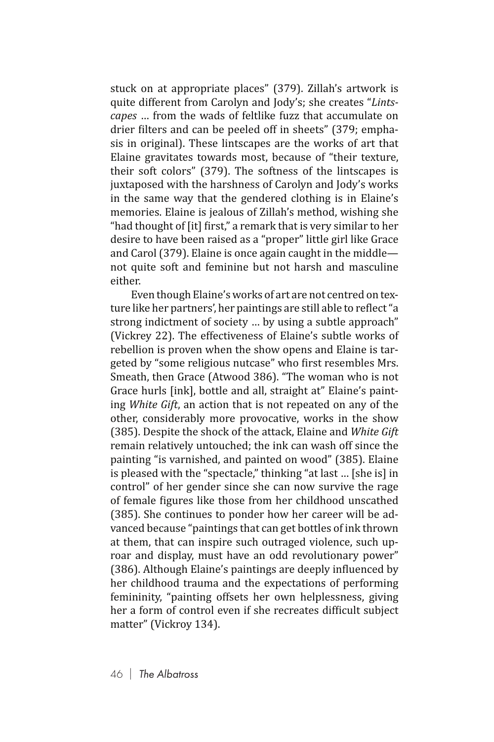stuck on at appropriate places" (379). Zillah's artwork is quite different from Carolyn and Jody's; she creates "*Lintscapes* … from the wads of feltlike fuzz that accumulate on drier filters and can be peeled off in sheets" (379; emphasis in original). These lintscapes are the works of art that Elaine gravitates towards most, because of "their texture, their soft colors" (379). The softness of the lintscapes is juxtaposed with the harshness of Carolyn and Jody's works in the same way that the gendered clothing is in Elaine's memories. Elaine is jealous of Zillah's method, wishing she "had thought of [it] first," a remark that is very similar to her desire to have been raised as a "proper" little girl like Grace and Carol (379). Elaine is once again caught in the middle—not quite soft and feminine but not harsh and masculine either.

Even though Elaine's works of art are not centred on texture like her partners', her paintings are still able to reflect "a strong indictment of society … by using a subtle approach" (Vickrey 22). The effectiveness of Elaine's subtle works of rebellion is proven when the show opens and Elaine is targeted by "some religious nutcase" who first resembles Mrs. Smeath, then Grace (Atwood 386). "The woman who is not Grace hurls [ink], bottle and all, straight at" Elaine's painting *White Gift*, an action that is not repeated on any of the other, considerably more provocative, works in the show (385). Despite the shock of the attack, Elaine and *White Gift* remain relatively untouched; the ink can wash off since the painting "is varnished, and painted on wood" (385). Elaine is pleased with the "spectacle," thinking "at last … [she is] in control" of her gender since she can now survive the rage of female figures like those from her childhood unscathed (385). She continues to ponder how her career will be advanced because "paintings that can get bottles of ink thrown at them, that can inspire such outraged violence, such uproar and display, must have an odd revolutionary power" (386). Although Elaine's paintings are deeply influenced by her childhood trauma and the expectations of performing femininity, "painting offsets her own helplessness, giving her a form of control even if she recreates difficult subject matter" (Vickroy 134).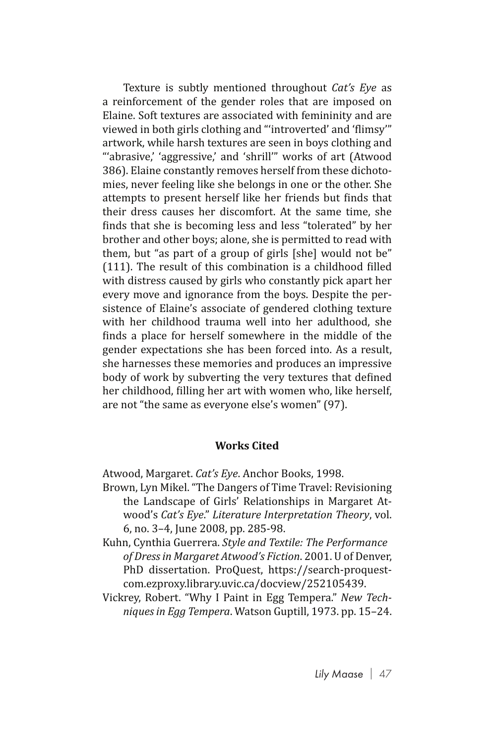Texture is subtly mentioned throughout *Cat's Eye* as a reinforcement of the gender roles that are imposed on Elaine. Soft textures are associated with femininity and are viewed in both girls clothing and "'introverted' and 'flimsy'" artwork, while harsh textures are seen in boys clothing and "'abrasive,' 'aggressive,' and 'shrill'" works of art (Atwood 386). Elaine constantly removes herself from these dichotomies, never feeling like she belongs in one or the other. She attempts to present herself like her friends but finds that their dress causes her discomfort. At the same time, she finds that she is becoming less and less "tolerated" by her brother and other boys; alone, she is permitted to read with them, but "as part of a group of girls [she] would not be" (111). The result of this combination is a childhood filled with distress caused by girls who constantly pick apart her every move and ignorance from the boys. Despite the persistence of Elaine's associate of gendered clothing texture with her childhood trauma well into her adulthood, she finds a place for herself somewhere in the middle of the gender expectations she has been forced into. As a result, she harnesses these memories and produces an impressive body of work by subverting the very textures that defined her childhood, filling her art with women who, like herself, are not "the same as everyone else's women" (97).

**Works Cited**

Atwood, Margaret. *Cat's Eye*. Anchor Books, 1998.

Brown, Lyn Mikel. "The Dangers of Time Travel: Revisioning the Landscape of Girls' Relationships in Margaret Atwood's *Cat's Eye*." *Literature Interpretation Theory*, vol. 6, no. 3–4, June 2008, pp. 285-98.

Kuhn, Cynthia Guerrera. *Style and Textile: The Performance of Dress in Margaret Atwood's Fiction*. 2001. U of Denver, PhD dissertation. ProQuest, https://search-proquest-com.ezproxy.library.uvic.ca/docview/252105439.

Vickrey, Robert. "Why I Paint in Egg Tempera." *New Techniques in Egg Tempera*. Watson Guptill, 1973. pp. 15–24.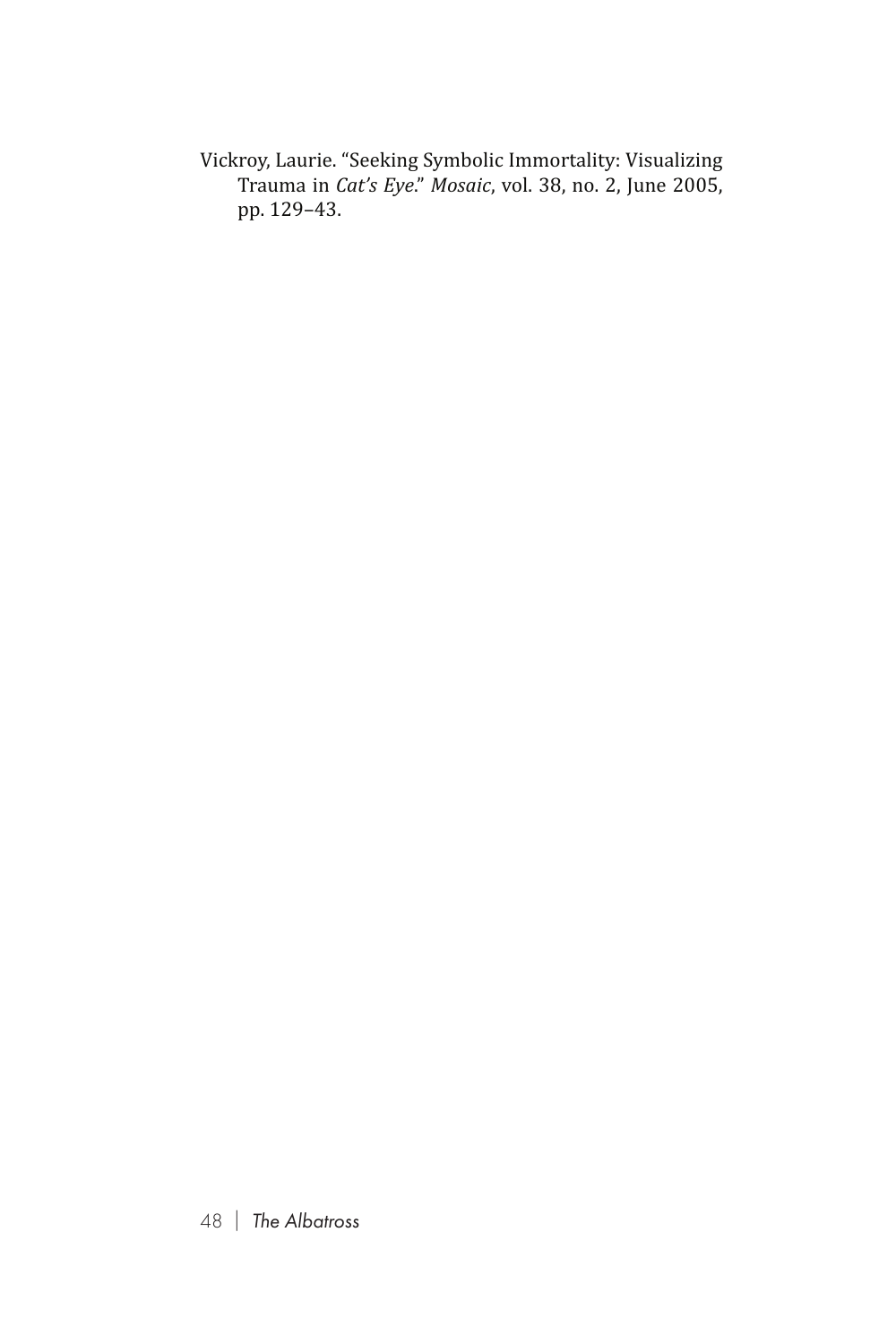Vickroy, Laurie. "Seeking Symbolic Immortality: Visualizing Trauma in *Cat's Eye*." *Mosaic*, vol. 38, no. 2, June 2005, pp. 129–43.